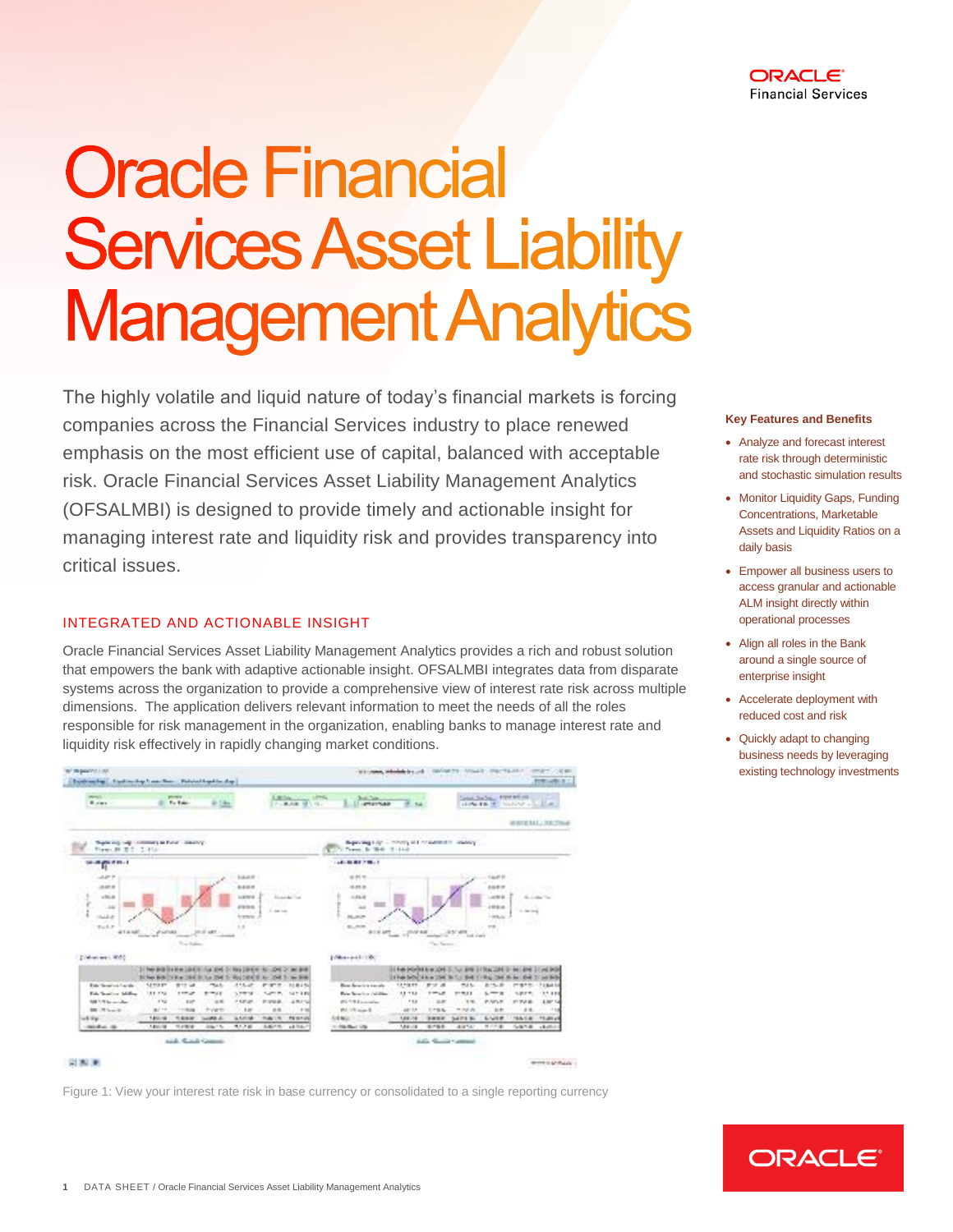# Oracle Financial Services Asset Liability Management Analytics

The highly volatile and liquid nature of today's financial markets is forcing companies across the Financial Services industry to place renewed emphasis on the most efficient use of capital, balanced with acceptable risk. Oracle Financial Services Asset Liability Management Analytics (OFSALMBI) is designed to provide timely and actionable insight for managing interest rate and liquidity risk and provides transparency into critical issues.

## INTEGRATED AND ACTIONABLE INSIGHT

Oracle Financial Services Asset Liability Management Analytics provides a rich and robust solution that empowers the bank with adaptive actionable insight. OFSALMBI integrates data from disparate systems across the organization to provide a comprehensive view of interest rate risk across multiple dimensions. The application delivers relevant information to meet the needs of all the roles responsible for risk management in the organization, enabling banks to manage interest rate and liquidity risk effectively in rapidly changing market conditions.

Figure 1: View your interest rate risk in base currency or consolidated to a single reporting currency

### Key Features and Benefits

- Analyze and forecast interest rate risk through deterministic and stochastic simulation results
- Monitor Liquidity Gaps, Funding Concentrations, Marketable Assets and Liquidity Ratios on a daily basis
- Empower all business users to access granular and actionable ALM insight directly within operational processes
- Align all roles in the Bank around a single source of enterprise insight
- Accelerate deployment with reduced cost and risk
- Quickly adapt to changing business needs by leveraging existing technology investments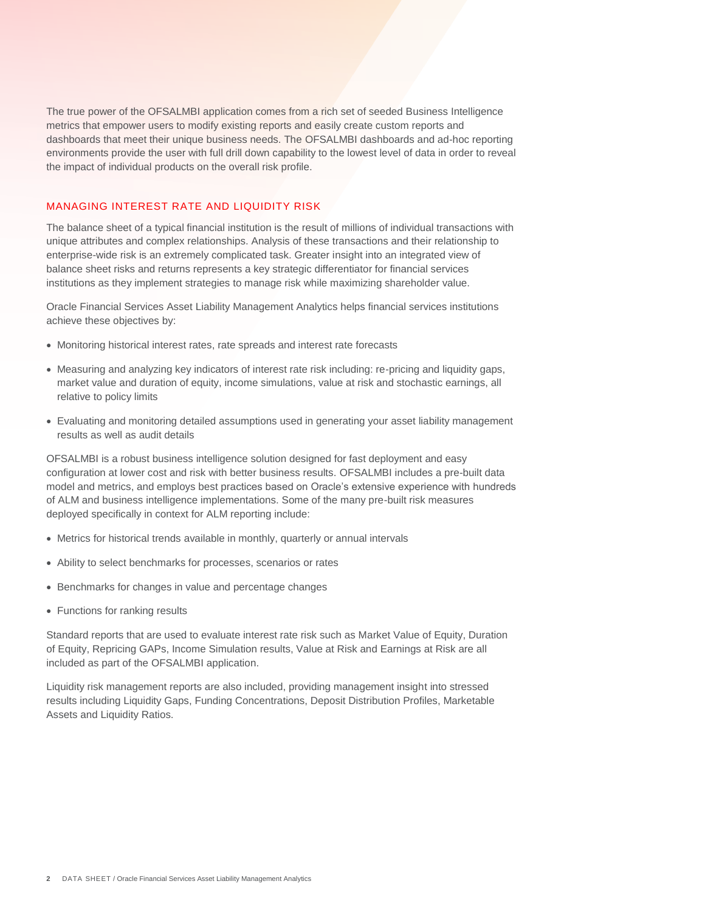The true power of the OFSALMBI application comes from a rich set of seeded Business Intelligence metrics that empower users to modify existing reports and easily create custom reports and dashboards that meet their unique business needs. The OFSALMBI dashboards and ad-hoc reporting environments provide the user with full drill down capability to the lowest level of data in order to reveal the impact of individual products on the overall risk profile.

## MANAGING INTEREST RATE AND LIQUIDITY RISK

The balance sheet of a typical financial institution is the result of millions of individual transactions with unique attributes and complex relationships. Analysis of these transactions and their relationship to enterprise-wide risk is an extremely complicated task. Greater insight into an integrated view of balance sheet risks and returns represents a key strategic differentiator for financial services institutions as they implement strategies to manage risk while maximizing shareholder value.

Oracle Financial Services Asset Liability Management Analytics helps financial services institutions achieve these objectives by:

- Monitoring historical interest rates, rate spreads and interest rate forecasts
- Measuring and analyzing key indicators of interest rate risk including: re-pricing and liquidity gaps, market value and duration of equity, income simulations, value at risk and stochastic earnings, all relative to policy limits
- Evaluating and monitoring detailed assumptions used in generating your asset liability management results as well as audit details

OFSALMBI is a robust business intelligence solution designed for fast deployment and easy configuration at lower cost and risk with better business results. OFSALMBI includes a pre-built data model and metrics, and employs best practices based on Oracle's extensive experience with hundreds of ALM and business intelligence implementations. Some of the many pre-built risk measures deployed specifically in context for ALM reporting include:

- Metrics for historical trends available in monthly, quarterly or annual intervals
- Ability to select benchmarks for processes, scenarios or rates
- Benchmarks for changes in value and percentage changes
- Functions for ranking results

Standard reports that are used to evaluate interest rate risk such as Market Value of Equity, Duration of Equity, Repricing GAPs, Income Simulation results, Value at Risk and Earnings at Risk are all included as part of the OFSALMBI application.

Liquidity risk management reports are also included, providing management insight into stressed results including Liquidity Gaps, Funding Concentrations, Deposit Distribution Profiles, Marketable Assets and Liquidity Ratios.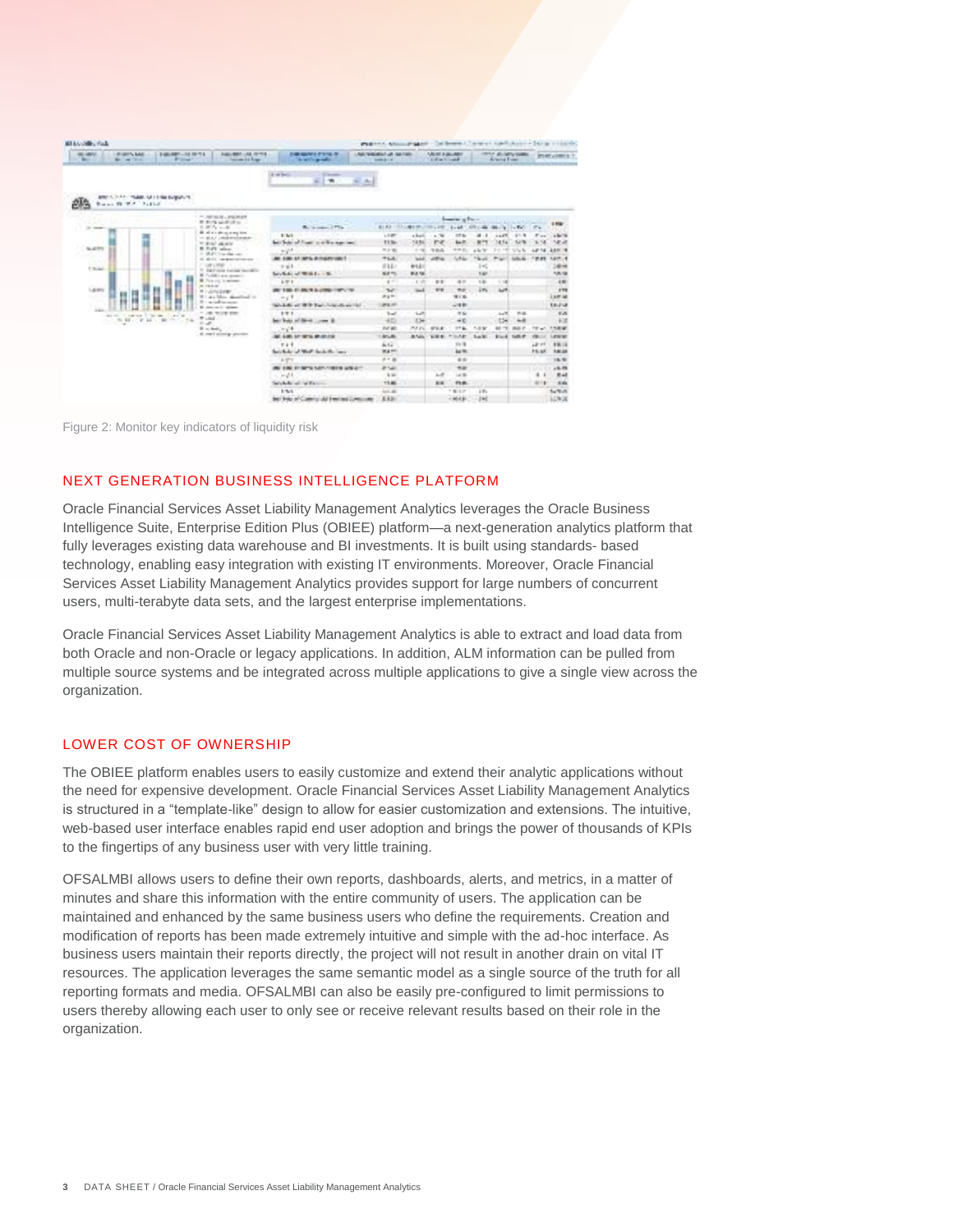Figure 2: Monitor key indicators of liquidity risk

## NEXT GENERATION BUSINESS INTELLIGENCE PLATFORM

Oracle Financial Services Asset Liability Management Analytics leverages the Oracle Business Intelligence Suite, Enterprise Edition Plus (OBIEE) platform—a next-generation analytics platform that fully leverages existing data warehouse and BI investments. It is built using standards- based technology, enabling easy integration with existing IT environments. Moreover, Oracle Financial Services Asset Liability Management Analytics provides support for large numbers of concurrent users, multi-terabyte data sets, and the largest enterprise implementations.

Oracle Financial Services Asset Liability Management Analytics is able to extract and load data from both Oracle and non-Oracle or legacy applications. In addition, ALM information can be pulled from multiple source systems and be integrated across multiple applications to give a single view across the organization.

## LOWER COST OF OWNERSHIP

The OBIEE platform enables users to easily customize and extend their analytic applications without the need for expensive development. Oracle Financial Services Asset Liability Management Analytics is structured in a "template-like" design to allow for easier customization and extensions. The intuitive, web-based user interface enables rapid end user adoption and brings the power of thousands of KPIs to the fingertips of any business user with very little training.

OFSALMBI allows users to define their own reports, dashboards, alerts, and metrics, in a matter of minutes and share this information with the entire community of users. The application can be maintained and enhanced by the same business users who define the requirements. Creation and modification of reports has been made extremely intuitive and simple with the ad-hoc interface. As business users maintain their reports directly, the project will not result in another drain on vital IT resources. The application leverages the same semantic model as a single source of the truth for all reporting formats and media. OFSALMBI can also be easily pre-configured to limit permissions to users thereby allowing each user to only see or receive relevant results based on their role in the organization.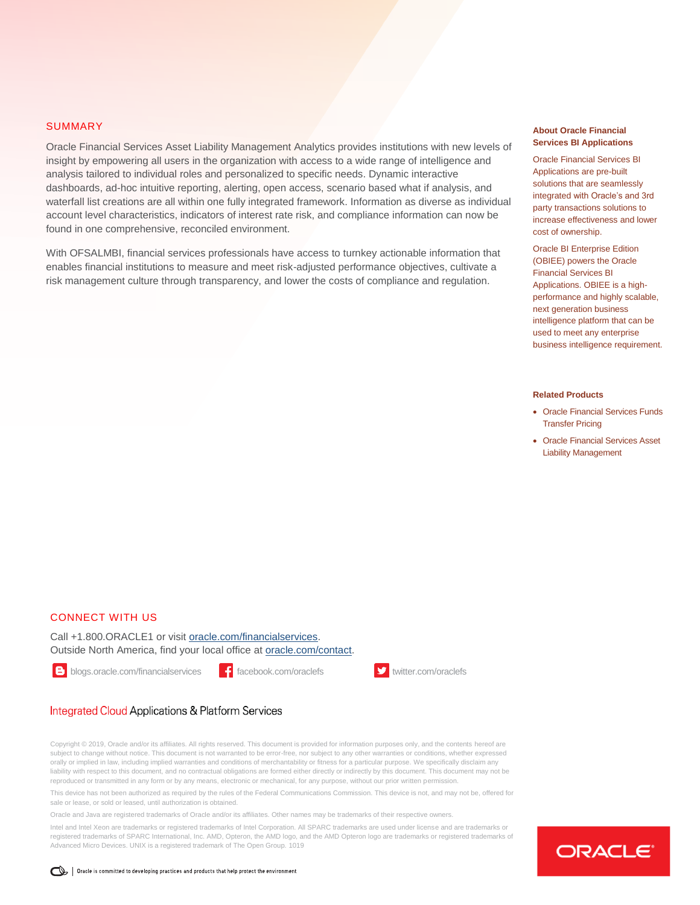## SUMMARY

Oracle Financial Services Asset Liability Management Analytics provides institutions with new levels of insight by empowering all users in the organization with access to a wide range of intelligence and analysis tailored to individual roles and personalized to specific needs. Dynamic interactive dashboards, ad-hoc intuitive reporting, alerting, open access, scenario based what if analysis, and waterfall list creations are all within one fully integrated framework. Information as diverse as individual account level characteristics, indicators of interest rate risk, and compliance information can now be found in one comprehensive, reconciled environment.

With OFSALMBI, financial services professionals have access to turnkey actionable information that enables financial institutions to measure and meet risk-adjusted performance objectives, cultivate a risk management culture through transparency, and lower the costs of compliance and regulation.

**About Oracle Financial Services BI Applications**

Oracle Financial Services BI Applications are pre-built solutions that are seamlessly integrated with Oracle's and 3rd party transactions solutions to increase effectiveness and lower cost of ownership.

Oracle BI Enterprise Edition (OBIEE) powers the Oracle Financial Services BI Applications. OBIEE is a high-performance and highly scalable, next generation business intelligence platform that can be used to meet any enterprise business intelligence requirement.

**Related Products**

- Oracle Financial Services Funds Transfer Pricing
- Oracle Financial Services Asset Liability Management

## CONNECT WITH US

Call +1.800.ORACLE1 or visit oracle.com/financialservices.
Outside North America, find your local office at oracle.com/contact.

blogs.oracle.com/financialservices | facebook.com/oraclefs | twitter.com/oraclefs

Integrated Cloud Applications & Platform Services

Copyright © 2019, Oracle and/or its affiliates. All rights reserved. This document is provided for information purposes only, and the contents hereof are subject to change without notice. This document is not warranted to be error-free, nor subject to any other warranties or conditions, whether expressed orally or implied in law, including implied warranties and conditions of merchantability or fitness for a particular purpose. We specifically disclaim any liability with respect to this document, and no contractual obligations are formed either directly or indirectly by this document. This document may not be reproduced or transmitted in any form or by any means, electronic or mechanical, for any purpose, without our prior written permission.

This device has not been authorized as required by the rules of the Federal Communications Commission. This device is not, and may not be, offered for sale or lease, or sold or leased, until authorization is obtained.

Oracle and Java are registered trademarks of Oracle and/or its affiliates. Other names may be trademarks of their respective owners.

Intel and Intel Xeon are trademarks or registered trademarks of Intel Corporation. All SPARC trademarks are used under license and are trademarks or registered trademarks of SPARC International, Inc. AMD, Opteron, the AMD logo, and the AMD Opteron logo are trademarks or registered trademarks of Advanced Micro Devices. UNIX is a registered trademark of The Open Group. 1019

Oracle is committed to developing practices and products that help protect the environment

ORACLE